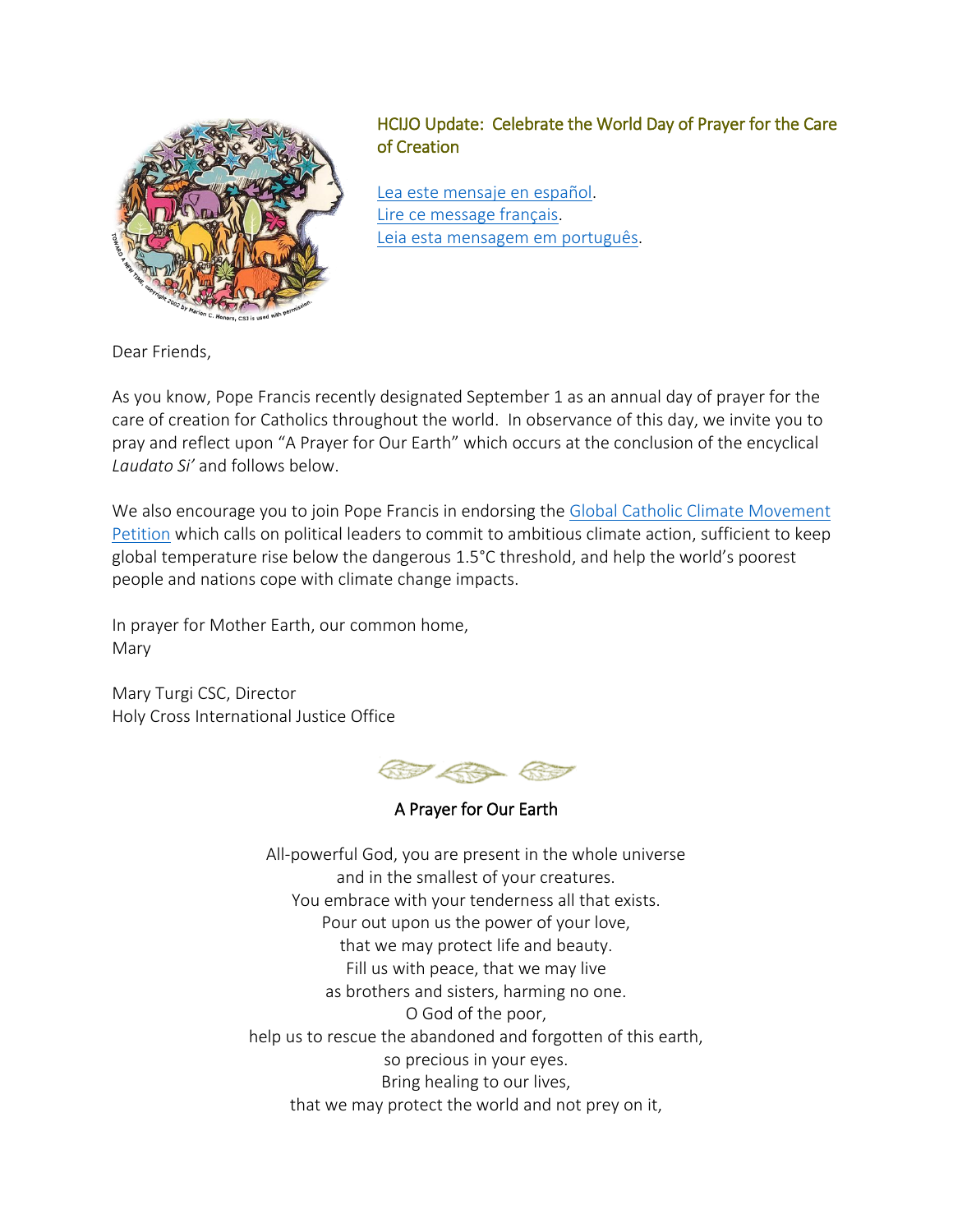## HCIJO Update: Celebrate the World Day of Prayer for the Care of Creation

[Lea este mensaje en español](#).
[Lire ce message français](#).
[Leia esta mensagem em português](#).

Dear Friends,

As you know, Pope Francis recently designated September 1 as an annual day of prayer for the care of creation for Catholics throughout the world. In observance of this day, we invite you to pray and reflect upon "A Prayer for Our Earth" which occurs at the conclusion of the encyclical *Laudato Si'* and follows below.

We also encourage you to join Pope Francis in endorsing the [Global Catholic Climate Movement Petition](#) which calls on political leaders to commit to ambitious climate action, sufficient to keep global temperature rise below the dangerous 1.5°C threshold, and help the world's poorest people and nations cope with climate change impacts.

In prayer for Mother Earth, our common home,
Mary

Mary Turgi CSC, Director
Holy Cross International Justice Office

### A Prayer for Our Earth

All-powerful God, you are present in the whole universe
and in the smallest of your creatures.
You embrace with your tenderness all that exists.
Pour out upon us the power of your love,
that we may protect life and beauty.
Fill us with peace, that we may live
as brothers and sisters, harming no one.
O God of the poor,
help us to rescue the abandoned and forgotten of this earth,
so precious in your eyes.
Bring healing to our lives,
that we may protect the world and not prey on it,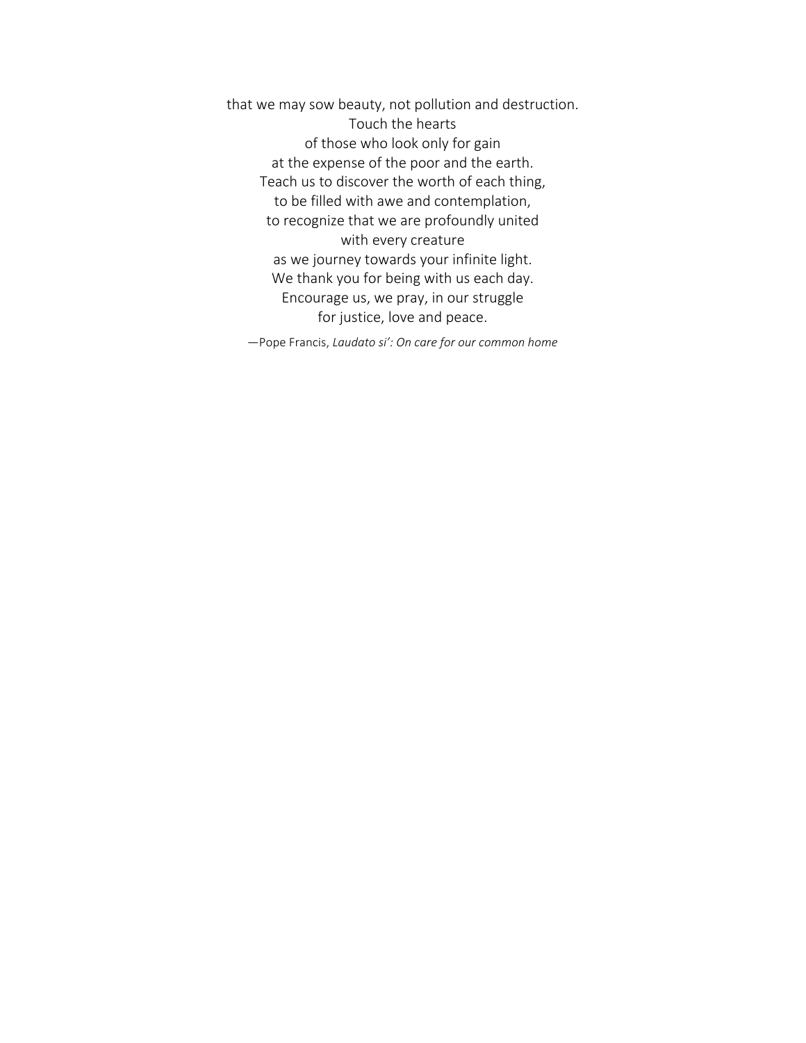that we may sow beauty, not pollution and destruction.
Touch the hearts
of those who look only for gain
at the expense of the poor and the earth.
Teach us to discover the worth of each thing,
to be filled with awe and contemplation,
to recognize that we are profoundly united
with every creature
as we journey towards your infinite light.
We thank you for being with us each day.
Encourage us, we pray, in our struggle
for justice, love and peace.

—Pope Francis, *Laudato si': On care for our common home*